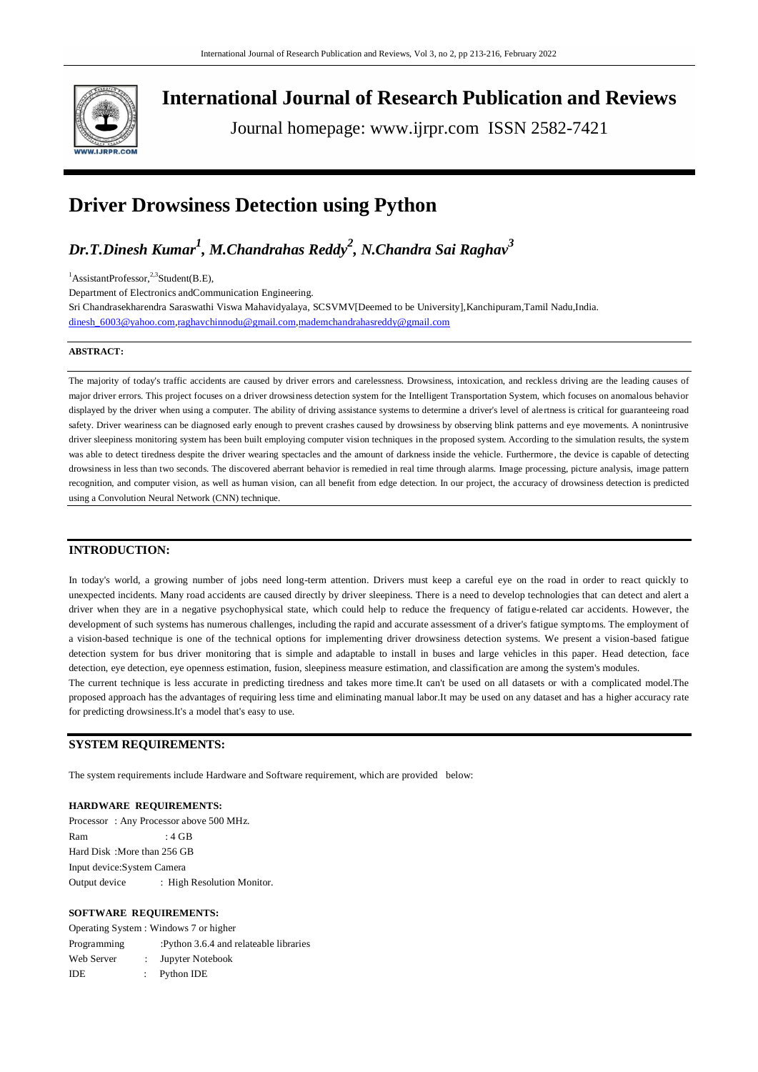# International Journal of Research Publication and Reviews

Journal homepage: www.ijrpr.com ISSN 2582-7421

# Driver Drowsiness Detection using Python

## *Dr.T.Dinesh Kumar[1], M.Chandrahas Reddy[2], N.Chandra Sai Raghav[3]*

[1]AssistantProfessor,[2,3]Student(B.E),

Department of Electronics andCommunication Engineering.

Sri Chandrasekharendra Saraswathi Viswa Mahavidyalaya, SCSVMV[Deemed to be University],Kanchipuram,Tamil Nadu,India.

dinesh_6003@yahoo.com,raghavchinnodu@gmail.com,mademchandrahasreddy@gmail.com

**ABSTRACT:**

The majority of today's traffic accidents are caused by driver errors and carelessness. Drowsiness, intoxication, and reckless driving are the leading causes of major driver errors. This project focuses on a driver drowsiness detection system for the Intelligent Transportation System, which focuses on anomalous behavior displayed by the driver when using a computer. The ability of driving assistance systems to determine a driver's level of alertness is critical for guaranteeing road safety. Driver weariness can be diagnosed early enough to prevent crashes caused by drowsiness by observing blink patterns and eye movements. A nonintrusive driver sleepiness monitoring system has been built employing computer vision techniques in the proposed system. According to the simulation results, the system was able to detect tiredness despite the driver wearing spectacles and the amount of darkness inside the vehicle. Furthermore, the device is capable of detecting drowsiness in less than two seconds. The discovered aberrant behavior is remedied in real time through alarms. Image processing, picture analysis, image pattern recognition, and computer vision, as well as human vision, can all benefit from edge detection. In our project, the accuracy of drowsiness detection is predicted using a Convolution Neural Network (CNN) technique.

## INTRODUCTION:

In today's world, a growing number of jobs need long-term attention. Drivers must keep a careful eye on the road in order to react quickly to unexpected incidents. Many road accidents are caused directly by driver sleepiness. There is a need to develop technologies that can detect and alert a driver when they are in a negative psychophysical state, which could help to reduce the frequency of fatigue-related car accidents. However, the development of such systems has numerous challenges, including the rapid and accurate assessment of a driver's fatigue symptoms. The employment of a vision-based technique is one of the technical options for implementing driver drowsiness detection systems. We present a vision-based fatigue detection system for bus driver monitoring that is simple and adaptable to install in buses and large vehicles in this paper. Head detection, face detection, eye detection, eye openness estimation, fusion, sleepiness measure estimation, and classification are among the system's modules.

The current technique is less accurate in predicting tiredness and takes more time.It can't be used on all datasets or with a complicated model.The proposed approach has the advantages of requiring less time and eliminating manual labor.It may be used on any dataset and has a higher accuracy rate for predicting drowsiness.It's a model that's easy to use.

## SYSTEM REQUIREMENTS:

The system requirements include Hardware and Software requirement, which are provided below:

### HARDWARE REQUIREMENTS:

Processor : Any Processor above 500 MHz.  
Ram : 4 GB  
Hard Disk :More than 256 GB  
Input device:System Camera  
Output device : High Resolution Monitor.

### SOFTWARE REQUIREMENTS:

Operating System : Windows 7 or higher  
Programming :Python 3.6.4 and relateable libraries  
Web Server : Jupyter Notebook  
IDE : Python IDE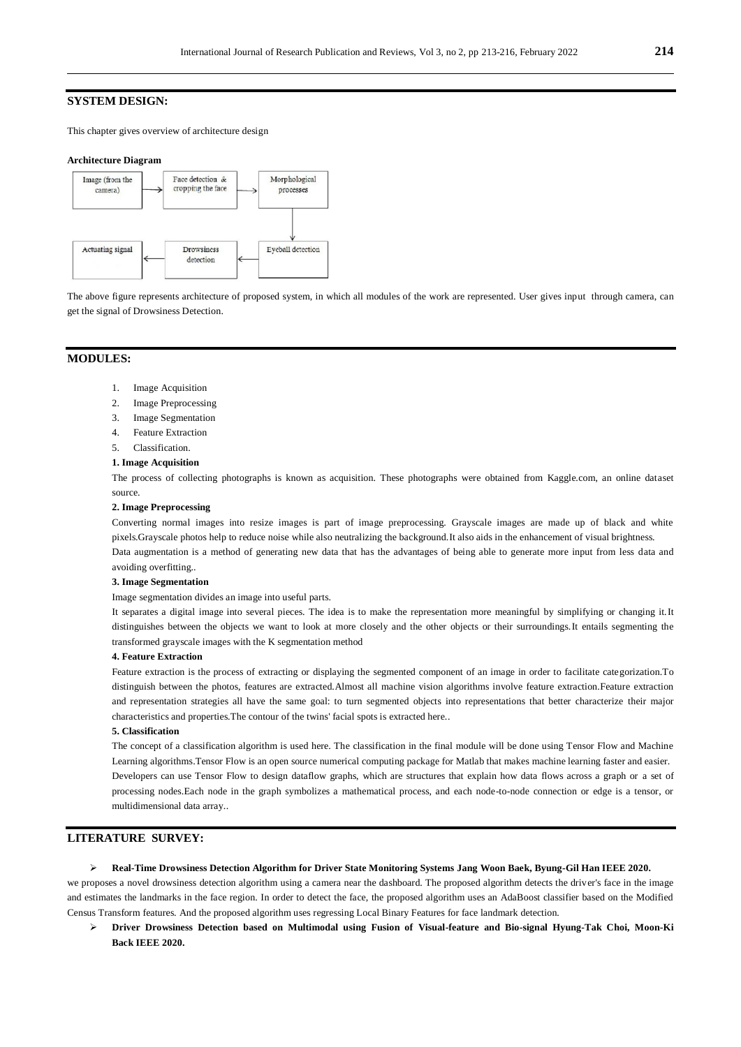## SYSTEM DESIGN:

This chapter gives overview of architecture design

**Architecture Diagram**

Image (from the camera) → Face detection & cropping the face → Morphological processes → Eyeball detection → Drowsiness detection → Actuating signal

The above figure represents architecture of proposed system, in which all modules of the work are represented. User gives input through camera, can get the signal of Drowsiness Detection.

## MODULES:

1. Image Acquisition
2. Image Preprocessing
3. Image Segmentation
4. Feature Extraction
5. Classification.

**1. Image Acquisition**

The process of collecting photographs is known as acquisition. These photographs were obtained from Kaggle.com, an online dataset source.

**2. Image Preprocessing**

Converting normal images into resize images is part of image preprocessing. Grayscale images are made up of black and white pixels.Grayscale photos help to reduce noise while also neutralizing the background.It also aids in the enhancement of visual brightness.

Data augmentation is a method of generating new data that has the advantages of being able to generate more input from less data and avoiding overfitting..

**3. Image Segmentation**

Image segmentation divides an image into useful parts.

It separates a digital image into several pieces. The idea is to make the representation more meaningful by simplifying or changing it.It distinguishes between the objects we want to look at more closely and the other objects or their surroundings.It entails segmenting the transformed grayscale images with the K segmentation method

**4. Feature Extraction**

Feature extraction is the process of extracting or displaying the segmented component of an image in order to facilitate categorization.To distinguish between the photos, features are extracted.Almost all machine vision algorithms involve feature extraction.Feature extraction and representation strategies all have the same goal: to turn segmented objects into representations that better characterize their major characteristics and properties.The contour of the twins' facial spots is extracted here..

**5. Classification**

The concept of a classification algorithm is used here. The classification in the final module will be done using Tensor Flow and Machine Learning algorithms.Tensor Flow is an open source numerical computing package for Matlab that makes machine learning faster and easier.

Developers can use Tensor Flow to design dataflow graphs, which are structures that explain how data flows across a graph or a set of processing nodes.Each node in the graph symbolizes a mathematical process, and each node-to-node connection or edge is a tensor, or multidimensional data array..

## LITERATURE SURVEY:

- **Real-Time Drowsiness Detection Algorithm for Driver State Monitoring Systems Jang Woon Baek, Byung-Gil Han IEEE 2020.**

we proposes a novel drowsiness detection algorithm using a camera near the dashboard. The proposed algorithm detects the driver's face in the image and estimates the landmarks in the face region. In order to detect the face, the proposed algorithm uses an AdaBoost classifier based on the Modified Census Transform features. And the proposed algorithm uses regressing Local Binary Features for face landmark detection.

- **Driver Drowsiness Detection based on Multimodal using Fusion of Visual-feature and Bio-signal Hyung-Tak Choi, Moon-Ki Back IEEE 2020.**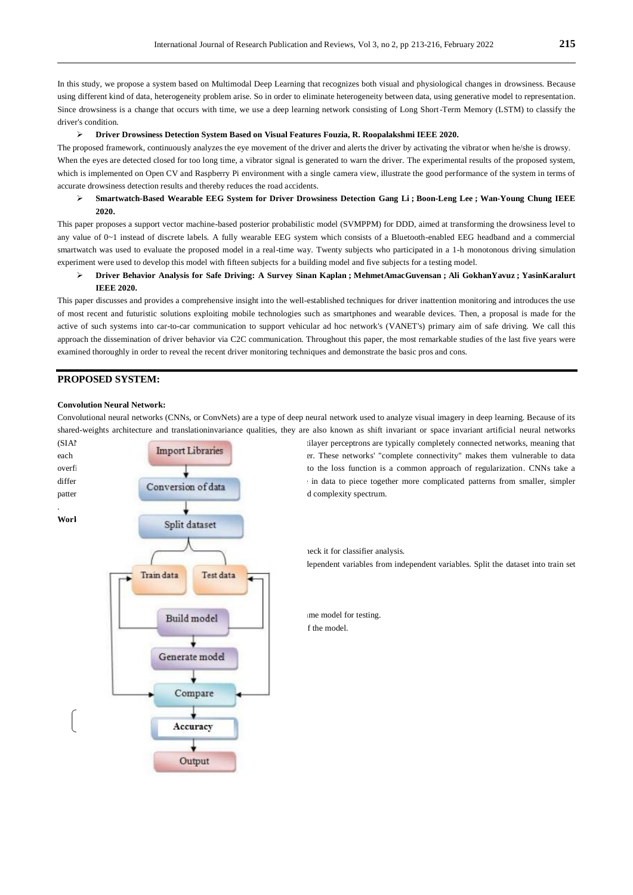In this study, we propose a system based on Multimodal Deep Learning that recognizes both visual and physiological changes in drowsiness. Because using different kind of data, heterogeneity problem arise. So in order to eliminate heterogeneity between data, using generative model to representation. Since drowsiness is a change that occurs with time, we use a deep learning network consisting of Long Short-Term Memory (LSTM) to classify the driver's condition.

- **Driver Drowsiness Detection System Based on Visual Features Fouzia, R. Roopalakshmi IEEE 2020.**

The proposed framework, continuously analyzes the eye movement of the driver and alerts the driver by activating the vibrator when he/she is drowsy. When the eyes are detected closed for too long time, a vibrator signal is generated to warn the driver. The experimental results of the proposed system, which is implemented on Open CV and Raspberry Pi environment with a single camera view, illustrate the good performance of the system in terms of accurate drowsiness detection results and thereby reduces the road accidents.

- **Smartwatch-Based Wearable EEG System for Driver Drowsiness Detection Gang Li ; Boon-Leng Lee ; Wan-Young Chung IEEE 2020.**

This paper proposes a support vector machine-based posterior probabilistic model (SVMPPM) for DDD, aimed at transforming the drowsiness level to any value of 0~1 instead of discrete labels. A fully wearable EEG system which consists of a Bluetooth-enabled EEG headband and a commercial smartwatch was used to evaluate the proposed model in a real-time way. Twenty subjects who participated in a 1-h monotonous driving simulation experiment were used to develop this model with fifteen subjects for a building model and five subjects for a testing model.

- **Driver Behavior Analysis for Safe Driving: A Survey Sinan Kaplan ; MehmetAmacGuvensan ; Ali GokhanYavuz ; YasinKaralurt IEEE 2020.**

This paper discusses and provides a comprehensive insight into the well-established techniques for driver inattention monitoring and introduces the use of most recent and futuristic solutions exploiting mobile technologies such as smartphones and wearable devices. Then, a proposal is made for the active of such systems into car-to-car communication to support vehicular ad hoc network's (VANET's) primary aim of safe driving. We call this approach the dissemination of driver behavior via C2C communication. Throughout this paper, the most remarkable studies of the last five years were examined thoroughly in order to reveal the recent driver monitoring techniques and demonstrate the basic pros and cons.

## PROPOSED SYSTEM:

**Convolution Neural Network:**

Convolutional neural networks (CNNs, or ConvNets) are a type of deep neural network used to analyze visual imagery in deep learning. Because of its shared-weights architecture and translationinvariance qualities, they are also known as shift invariant or space invariant artificial neural networks (SIAN ... tilayer perceptrons are typically completely connected networks, meaning that each ... er. These networks' "complete connectivity" makes them vulnerable to data overfi ... to the loss function is a common approach of regularization. CNNs take a differ ... in data to piece together more complicated patterns from smaller, simpler patter ... d complexity spectrum.

.

**Work**

Import Libraries → Conversion of data → Split dataset → Train data / Test data → Build model → Generate model → Compare → Accuracy → Output

... heck it for classifier analysis.

... lependent variables from independent variables. Split the dataset into train set

... me model for testing.

... f the model.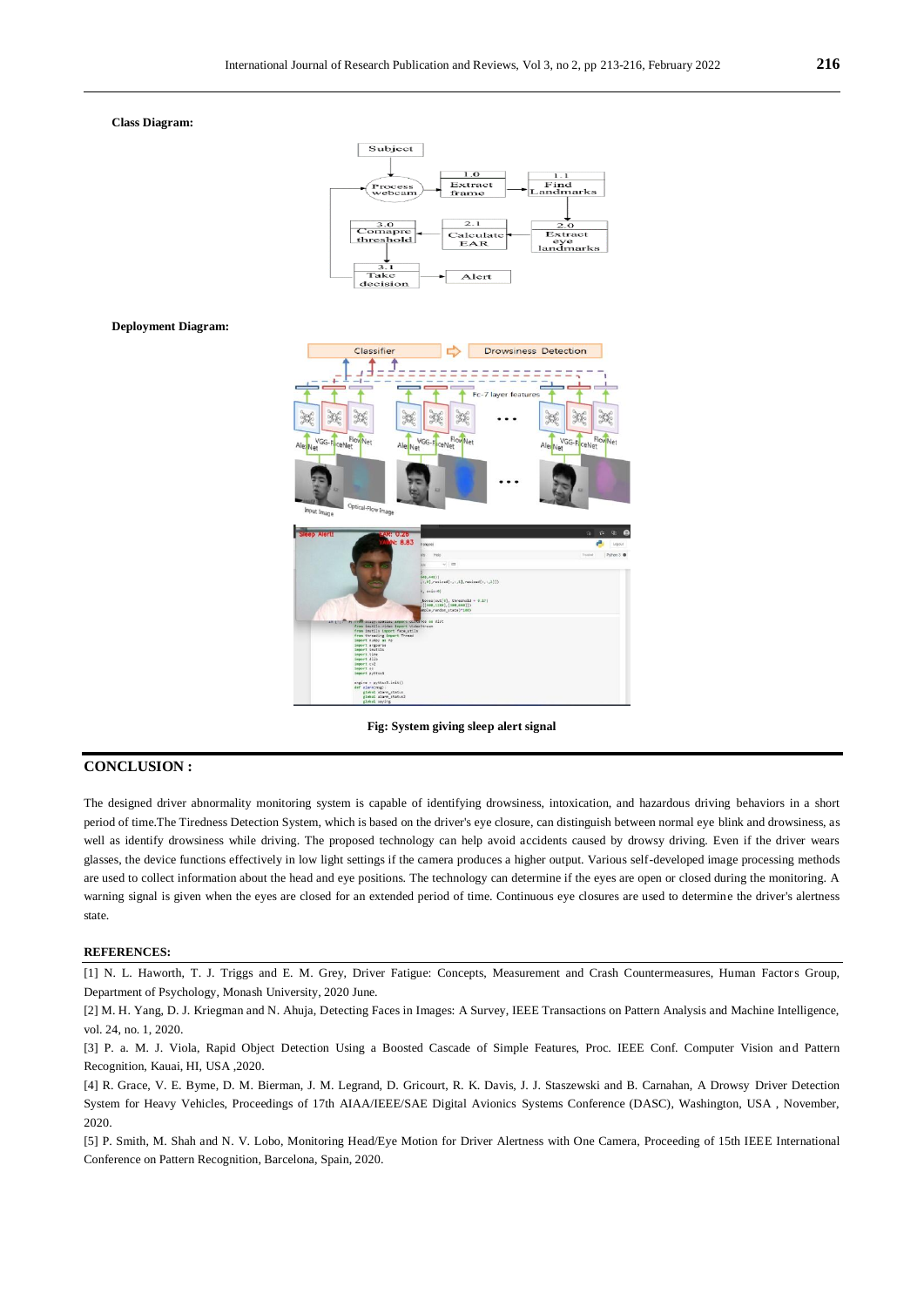**Class Diagram:**

Subject

Process webcam

1.0 Extract frame

1.1 Find Landmarks

2.0 Extract eye landmarks

2.1 Calculate EAR

3.0 Comapre threshold

3.1 Take decision

Alert

**Deployment Diagram:**

Classifier

Drowsiness Detection

Fc-7 layer features

AlexNet

VGG-FaceNet

FlowNet

Input Image

Optical-Flow Image

Sleep Alert!

EAR: 0.26

YAWN: 8.83

**Fig: System giving sleep alert signal**

## CONCLUSION :

The designed driver abnormality monitoring system is capable of identifying drowsiness, intoxication, and hazardous driving behaviors in a short period of time.The Tiredness Detection System, which is based on the driver's eye closure, can distinguish between normal eye blink and drowsiness, as well as identify drowsiness while driving. The proposed technology can help avoid accidents caused by drowsy driving. Even if the driver wears glasses, the device functions effectively in low light settings if the camera produces a higher output. Various self-developed image processing methods are used to collect information about the head and eye positions. The technology can determine if the eyes are open or closed during the monitoring. A warning signal is given when the eyes are closed for an extended period of time. Continuous eye closures are used to determine the driver's alertness state.

## REFERENCES:

[1] N. L. Haworth, T. J. Triggs and E. M. Grey, Driver Fatigue: Concepts, Measurement and Crash Countermeasures, Human Factors Group, Department of Psychology, Monash University, 2020 June.

[2] M. H. Yang, D. J. Kriegman and N. Ahuja, Detecting Faces in Images: A Survey, IEEE Transactions on Pattern Analysis and Machine Intelligence, vol. 24, no. 1, 2020.

[3] P. a. M. J. Viola, Rapid Object Detection Using a Boosted Cascade of Simple Features, Proc. IEEE Conf. Computer Vision and Pattern Recognition, Kauai, HI, USA ,2020.

[4] R. Grace, V. E. Byme, D. M. Bierman, J. M. Legrand, D. Gricourt, R. K. Davis, J. J. Staszewski and B. Carnahan, A Drowsy Driver Detection System for Heavy Vehicles, Proceedings of 17th AIAA/IEEE/SAE Digital Avionics Systems Conference (DASC), Washington, USA , November, 2020.

[5] P. Smith, M. Shah and N. V. Lobo, Monitoring Head/Eye Motion for Driver Alertness with One Camera, Proceeding of 15th IEEE International Conference on Pattern Recognition, Barcelona, Spain, 2020.